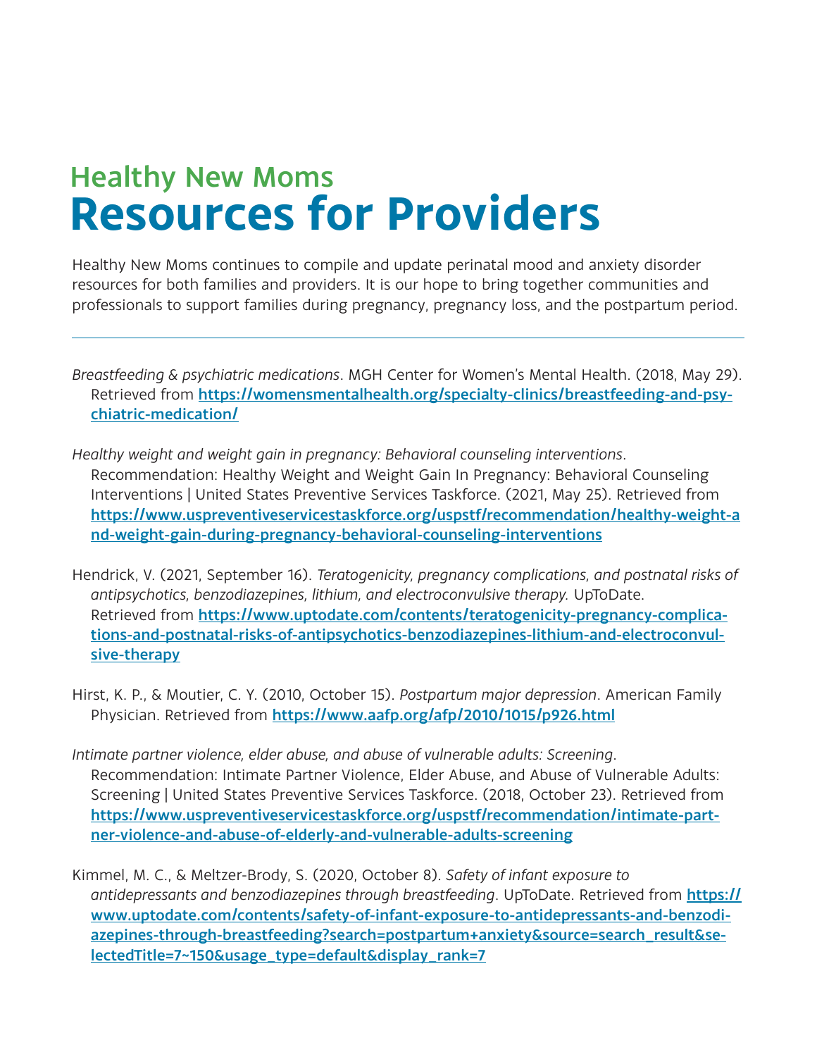## Healthy New Moms

# Resources for Providers

Healthy New Moms continues to compile and update perinatal mood and anxiety disorder resources for both families and providers. It is our hope to bring together communities and professionals to support families during pregnancy, pregnancy loss, and the postpartum period.

---

*Breastfeeding & psychiatric medications*. MGH Center for Women's Mental Health. (2018, May 29). Retrieved from **https://womensmentalhealth.org/specialty-clinics/breastfeeding-and-psychiatric-medication/**

*Healthy weight and weight gain in pregnancy: Behavioral counseling interventions*. Recommendation: Healthy Weight and Weight Gain In Pregnancy: Behavioral Counseling Interventions | United States Preventive Services Taskforce. (2021, May 25). Retrieved from **https://www.uspreventiveservicestaskforce.org/uspstf/recommendation/healthy-weight-and-weight-gain-during-pregnancy-behavioral-counseling-interventions**

Hendrick, V. (2021, September 16). *Teratogenicity, pregnancy complications, and postnatal risks of antipsychotics, benzodiazepines, lithium, and electroconvulsive therapy.* UpToDate. Retrieved from **https://www.uptodate.com/contents/teratogenicity-pregnancy-complications-and-postnatal-risks-of-antipsychotics-benzodiazepines-lithium-and-electroconvulsive-therapy**

Hirst, K. P., & Moutier, C. Y. (2010, October 15). *Postpartum major depression*. American Family Physician. Retrieved from **https://www.aafp.org/afp/2010/1015/p926.html**

*Intimate partner violence, elder abuse, and abuse of vulnerable adults: Screening*. Recommendation: Intimate Partner Violence, Elder Abuse, and Abuse of Vulnerable Adults: Screening | United States Preventive Services Taskforce. (2018, October 23). Retrieved from **https://www.uspreventiveservicestaskforce.org/uspstf/recommendation/intimate-partner-violence-and-abuse-of-elderly-and-vulnerable-adults-screening**

Kimmel, M. C., & Meltzer-Brody, S. (2020, October 8). *Safety of infant exposure to antidepressants and benzodiazepines through breastfeeding*. UpToDate. Retrieved from **https://www.uptodate.com/contents/safety-of-infant-exposure-to-antidepressants-and-benzodiazepines-through-breastfeeding?search=postpartum+anxiety&source=search_result&selectedTitle=7~150&usage_type=default&display_rank=7**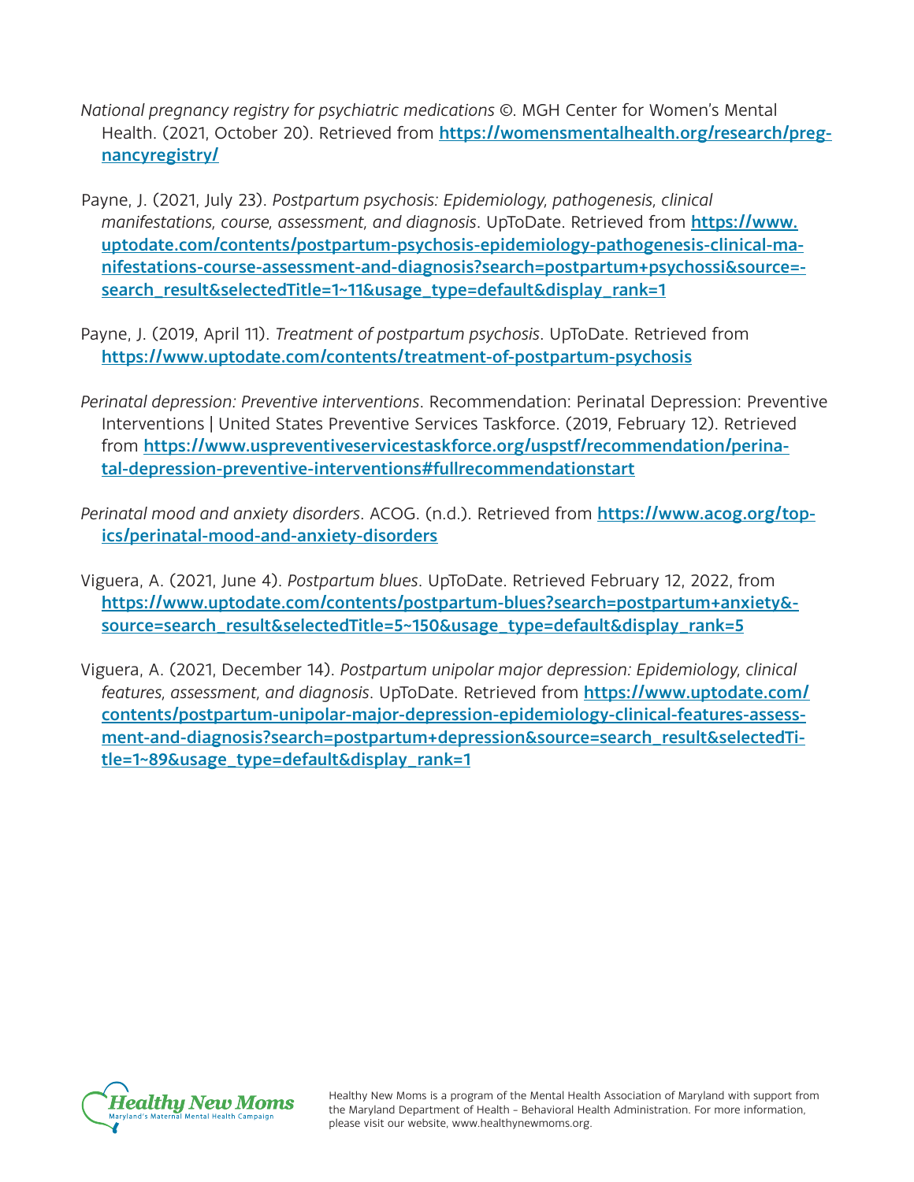*National pregnancy registry for psychiatric medications* ©. MGH Center for Women's Mental Health. (2021, October 20). Retrieved from **https://womensmentalhealth.org/research/pregnancyregistry/**

Payne, J. (2021, July 23). *Postpartum psychosis: Epidemiology, pathogenesis, clinical manifestations, course, assessment, and diagnosis*. UpToDate. Retrieved from **https://www.uptodate.com/contents/postpartum-psychosis-epidemiology-pathogenesis-clinical-manifestations-course-assessment-and-diagnosis?search=postpartum+psychossi&source=search_result&selectedTitle=1~11&usage_type=default&display_rank=1**

Payne, J. (2019, April 11). *Treatment of postpartum psychosis*. UpToDate. Retrieved from **https://www.uptodate.com/contents/treatment-of-postpartum-psychosis**

*Perinatal depression: Preventive interventions*. Recommendation: Perinatal Depression: Preventive Interventions | United States Preventive Services Taskforce. (2019, February 12). Retrieved from **https://www.uspreventiveservicestaskforce.org/uspstf/recommendation/perinatal-depression-preventive-interventions#fullrecommendationstart**

*Perinatal mood and anxiety disorders*. ACOG. (n.d.). Retrieved from **https://www.acog.org/topics/perinatal-mood-and-anxiety-disorders**

Viguera, A. (2021, June 4). *Postpartum blues*. UpToDate. Retrieved February 12, 2022, from **https://www.uptodate.com/contents/postpartum-blues?search=postpartum+anxiety&source=search_result&selectedTitle=5~150&usage_type=default&display_rank=5**

Viguera, A. (2021, December 14). *Postpartum unipolar major depression: Epidemiology, clinical features, assessment, and diagnosis*. UpToDate. Retrieved from **https://www.uptodate.com/contents/postpartum-unipolar-major-depression-epidemiology-clinical-features-assessment-and-diagnosis?search=postpartum+depression&source=search_result&selectedTitle=1~89&usage_type=default&display_rank=1**

Healthy New Moms
Maryland's Maternal Mental Health Campaign

Healthy New Moms is a program of the Mental Health Association of Maryland with support from the Maryland Department of Health – Behavioral Health Administration. For more information, please visit our website, www.healthynewmoms.org.